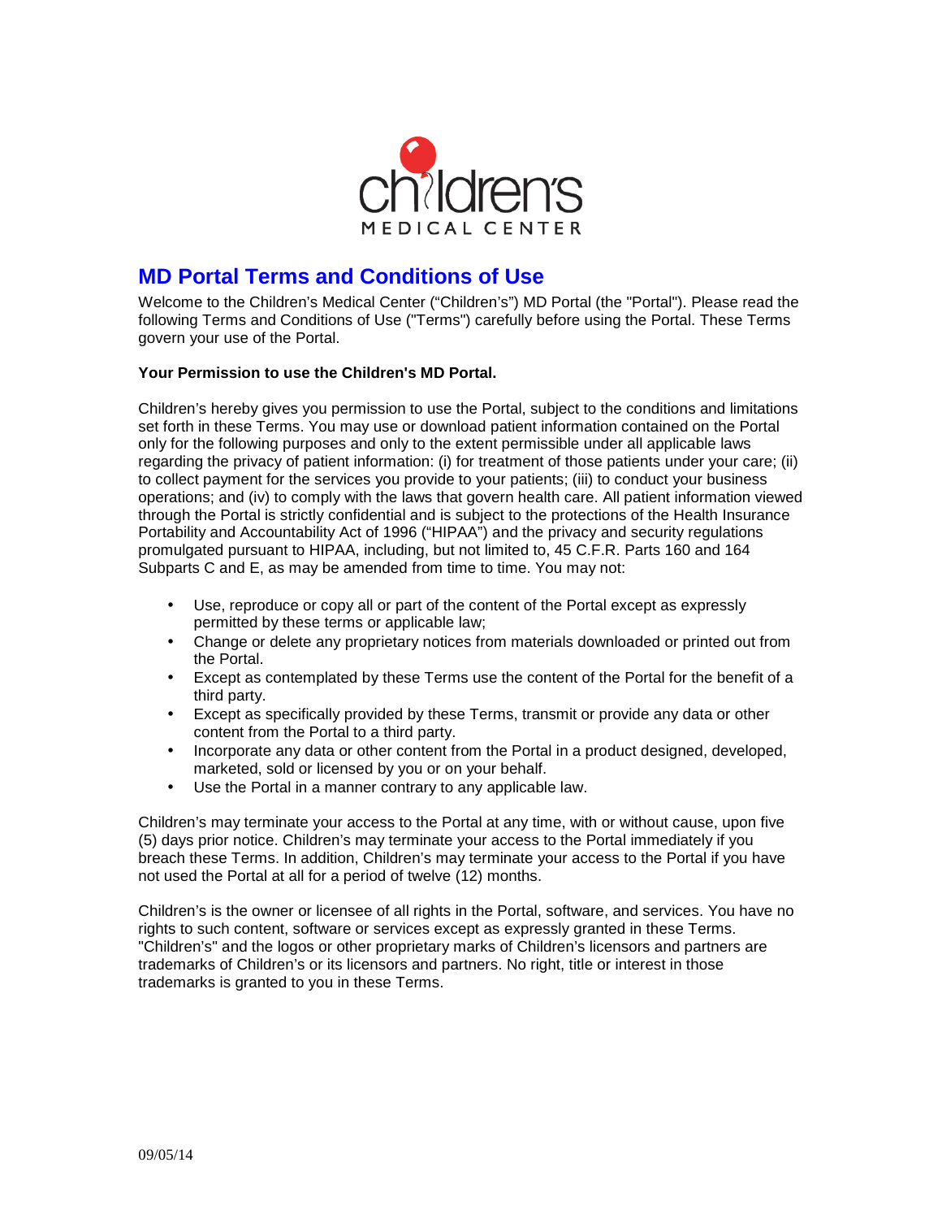children's
MEDICAL CENTER

# MD Portal Terms and Conditions of Use

Welcome to the Children's Medical Center ("Children's") MD Portal (the "Portal"). Please read the following Terms and Conditions of Use ("Terms") carefully before using the Portal. These Terms govern your use of the Portal.

**Your Permission to use the Children's MD Portal.**

Children's hereby gives you permission to use the Portal, subject to the conditions and limitations set forth in these Terms. You may use or download patient information contained on the Portal only for the following purposes and only to the extent permissible under all applicable laws regarding the privacy of patient information: (i) for treatment of those patients under your care; (ii) to collect payment for the services you provide to your patients; (iii) to conduct your business operations; and (iv) to comply with the laws that govern health care. All patient information viewed through the Portal is strictly confidential and is subject to the protections of the Health Insurance Portability and Accountability Act of 1996 ("HIPAA") and the privacy and security regulations promulgated pursuant to HIPAA, including, but not limited to, 45 C.F.R. Parts 160 and 164 Subparts C and E, as may be amended from time to time. You may not:

- Use, reproduce or copy all or part of the content of the Portal except as expressly permitted by these terms or applicable law;
- Change or delete any proprietary notices from materials downloaded or printed out from the Portal.
- Except as contemplated by these Terms use the content of the Portal for the benefit of a third party.
- Except as specifically provided by these Terms, transmit or provide any data or other content from the Portal to a third party.
- Incorporate any data or other content from the Portal in a product designed, developed, marketed, sold or licensed by you or on your behalf.
- Use the Portal in a manner contrary to any applicable law.

Children's may terminate your access to the Portal at any time, with or without cause, upon five (5) days prior notice. Children's may terminate your access to the Portal immediately if you breach these Terms. In addition, Children's may terminate your access to the Portal if you have not used the Portal at all for a period of twelve (12) months.

Children's is the owner or licensee of all rights in the Portal, software, and services. You have no rights to such content, software or services except as expressly granted in these Terms. "Children's" and the logos or other proprietary marks of Children's licensors and partners are trademarks of Children's or its licensors and partners. No right, title or interest in those trademarks is granted to you in these Terms.

09/05/14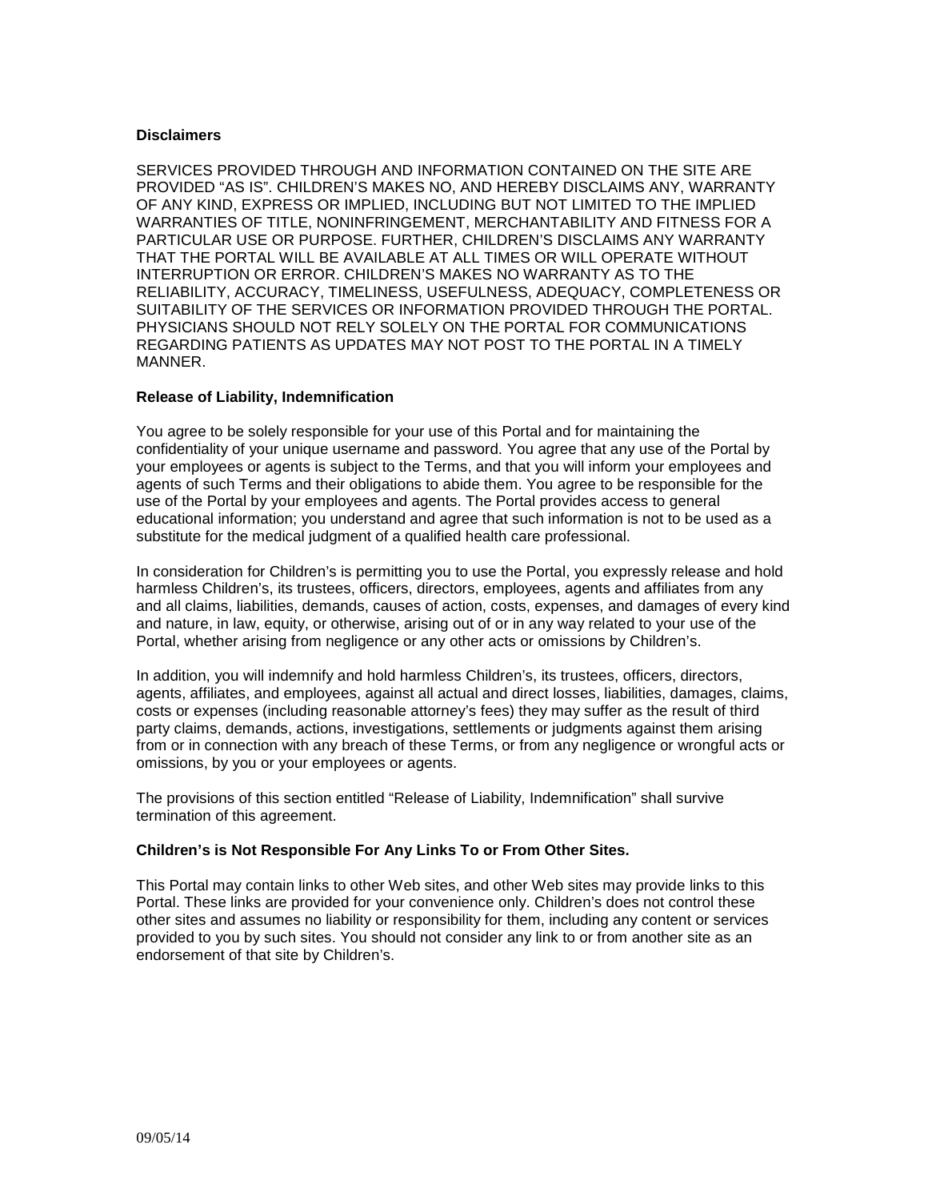**Disclaimers**

SERVICES PROVIDED THROUGH AND INFORMATION CONTAINED ON THE SITE ARE PROVIDED "AS IS". CHILDREN'S MAKES NO, AND HEREBY DISCLAIMS ANY, WARRANTY OF ANY KIND, EXPRESS OR IMPLIED, INCLUDING BUT NOT LIMITED TO THE IMPLIED WARRANTIES OF TITLE, NONINFRINGEMENT, MERCHANTABILITY AND FITNESS FOR A PARTICULAR USE OR PURPOSE. FURTHER, CHILDREN'S DISCLAIMS ANY WARRANTY THAT THE PORTAL WILL BE AVAILABLE AT ALL TIMES OR WILL OPERATE WITHOUT INTERRUPTION OR ERROR. CHILDREN'S MAKES NO WARRANTY AS TO THE RELIABILITY, ACCURACY, TIMELINESS, USEFULNESS, ADEQUACY, COMPLETENESS OR SUITABILITY OF THE SERVICES OR INFORMATION PROVIDED THROUGH THE PORTAL. PHYSICIANS SHOULD NOT RELY SOLELY ON THE PORTAL FOR COMMUNICATIONS REGARDING PATIENTS AS UPDATES MAY NOT POST TO THE PORTAL IN A TIMELY MANNER.

**Release of Liability, Indemnification**

You agree to be solely responsible for your use of this Portal and for maintaining the confidentiality of your unique username and password. You agree that any use of the Portal by your employees or agents is subject to the Terms, and that you will inform your employees and agents of such Terms and their obligations to abide them. You agree to be responsible for the use of the Portal by your employees and agents. The Portal provides access to general educational information; you understand and agree that such information is not to be used as a substitute for the medical judgment of a qualified health care professional.

In consideration for Children's is permitting you to use the Portal, you expressly release and hold harmless Children's, its trustees, officers, directors, employees, agents and affiliates from any and all claims, liabilities, demands, causes of action, costs, expenses, and damages of every kind and nature, in law, equity, or otherwise, arising out of or in any way related to your use of the Portal, whether arising from negligence or any other acts or omissions by Children's.

In addition, you will indemnify and hold harmless Children's, its trustees, officers, directors, agents, affiliates, and employees, against all actual and direct losses, liabilities, damages, claims, costs or expenses (including reasonable attorney's fees) they may suffer as the result of third party claims, demands, actions, investigations, settlements or judgments against them arising from or in connection with any breach of these Terms, or from any negligence or wrongful acts or omissions, by you or your employees or agents.

The provisions of this section entitled "Release of Liability, Indemnification" shall survive termination of this agreement.

**Children's is Not Responsible For Any Links To or From Other Sites.**

This Portal may contain links to other Web sites, and other Web sites may provide links to this Portal. These links are provided for your convenience only. Children's does not control these other sites and assumes no liability or responsibility for them, including any content or services provided to you by such sites. You should not consider any link to or from another site as an endorsement of that site by Children's.

09/05/14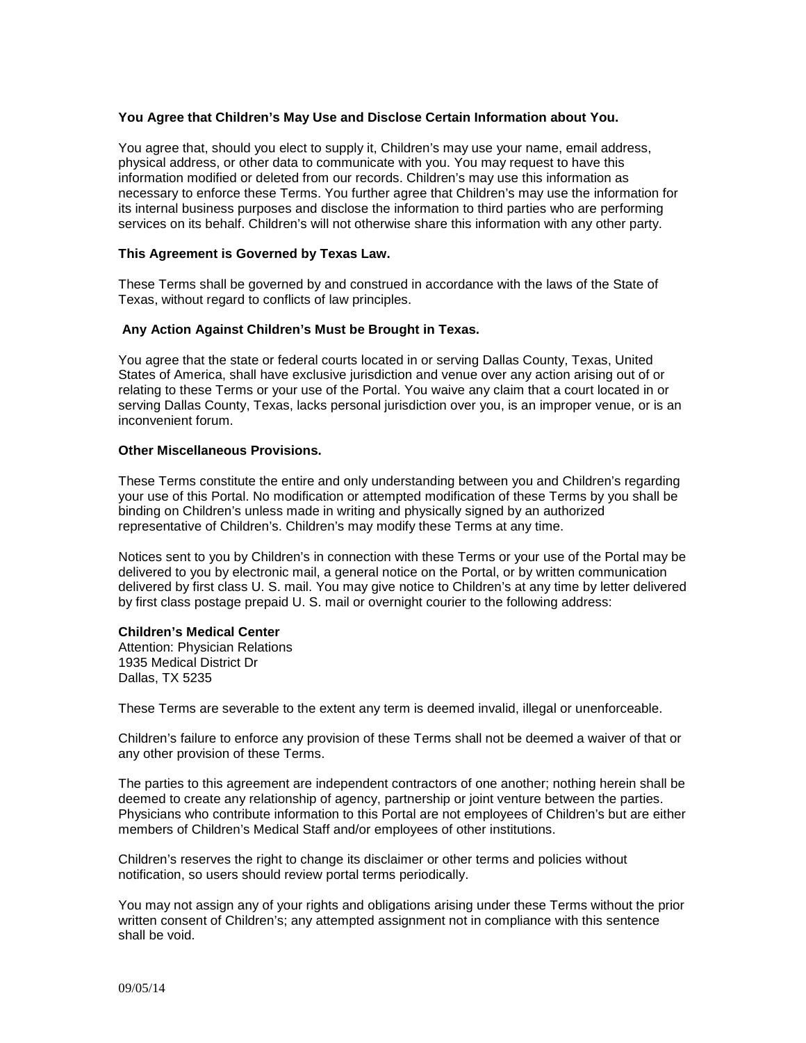**You Agree that Children's May Use and Disclose Certain Information about You.**

You agree that, should you elect to supply it, Children's may use your name, email address, physical address, or other data to communicate with you. You may request to have this information modified or deleted from our records. Children's may use this information as necessary to enforce these Terms. You further agree that Children's may use the information for its internal business purposes and disclose the information to third parties who are performing services on its behalf. Children's will not otherwise share this information with any other party.

**This Agreement is Governed by Texas Law.**

These Terms shall be governed by and construed in accordance with the laws of the State of Texas, without regard to conflicts of law principles.

**Any Action Against Children's Must be Brought in Texas.**

You agree that the state or federal courts located in or serving Dallas County, Texas, United States of America, shall have exclusive jurisdiction and venue over any action arising out of or relating to these Terms or your use of the Portal. You waive any claim that a court located in or serving Dallas County, Texas, lacks personal jurisdiction over you, is an improper venue, or is an inconvenient forum.

**Other Miscellaneous Provisions.**

These Terms constitute the entire and only understanding between you and Children's regarding your use of this Portal. No modification or attempted modification of these Terms by you shall be binding on Children's unless made in writing and physically signed by an authorized representative of Children's. Children's may modify these Terms at any time.

Notices sent to you by Children's in connection with these Terms or your use of the Portal may be delivered to you by electronic mail, a general notice on the Portal, or by written communication delivered by first class U. S. mail. You may give notice to Children's at any time by letter delivered by first class postage prepaid U. S. mail or overnight courier to the following address:

**Children's Medical Center**
Attention: Physician Relations
1935 Medical District Dr
Dallas, TX 5235

These Terms are severable to the extent any term is deemed invalid, illegal or unenforceable.

Children's failure to enforce any provision of these Terms shall not be deemed a waiver of that or any other provision of these Terms.

The parties to this agreement are independent contractors of one another; nothing herein shall be deemed to create any relationship of agency, partnership or joint venture between the parties. Physicians who contribute information to this Portal are not employees of Children's but are either members of Children's Medical Staff and/or employees of other institutions.

Children's reserves the right to change its disclaimer or other terms and policies without notification, so users should review portal terms periodically.

You may not assign any of your rights and obligations arising under these Terms without the prior written consent of Children's; any attempted assignment not in compliance with this sentence shall be void.

09/05/14